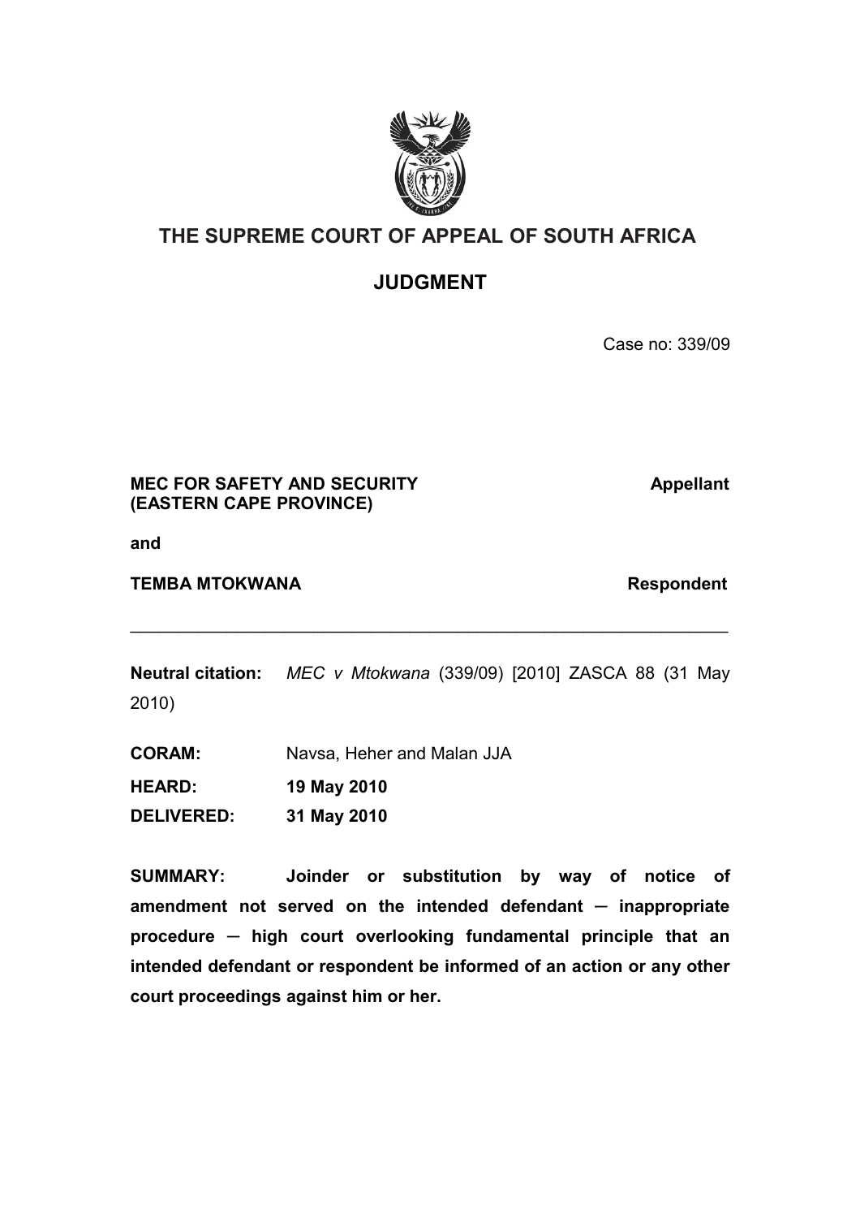# THE SUPREME COURT OF APPEAL OF SOUTH AFRICA

## JUDGMENT

Case no: 339/09

**MEC FOR SAFETY AND SECURITY (EASTERN CAPE PROVINCE)** — **Appellant**

and

**TEMBA MTOKWANA** — **Respondent**

---

**Neutral citation:** *MEC v Mtokwana* (339/09) [2010] ZASCA 88 (31 May 2010)

**CORAM:** Navsa, Heher and Malan JJA

**HEARD:** **19 May 2010**

**DELIVERED:** **31 May 2010**

**SUMMARY:** **Joinder or substitution by way of notice of amendment not served on the intended defendant ─ inappropriate procedure ─ high court overlooking fundamental principle that an intended defendant or respondent be informed of an action or any other court proceedings against him or her.**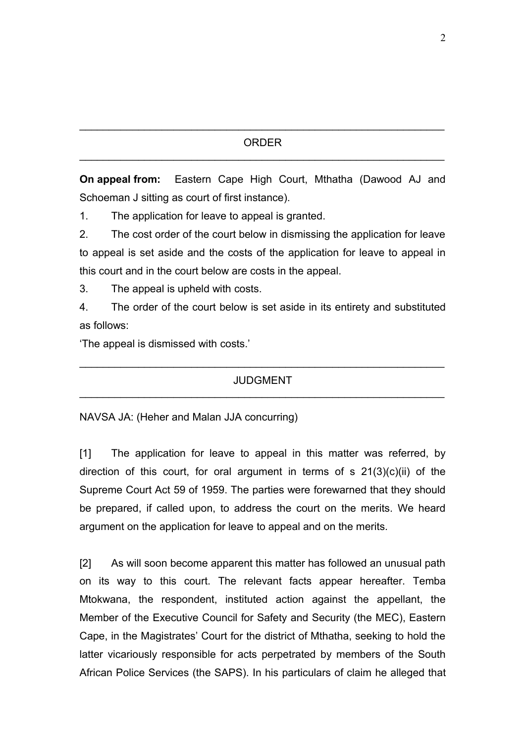## ORDER

**On appeal from:** Eastern Cape High Court, Mthatha (Dawood AJ and Schoeman J sitting as court of first instance).

1. The application for leave to appeal is granted.

2. The cost order of the court below in dismissing the application for leave to appeal is set aside and the costs of the application for leave to appeal in this court and in the court below are costs in the appeal.

3. The appeal is upheld with costs.

4. The order of the court below is set aside in its entirety and substituted as follows:

'The appeal is dismissed with costs.'

## JUDGMENT

NAVSA JA: (Heher and Malan JJA concurring)

[1] The application for leave to appeal in this matter was referred, by direction of this court, for oral argument in terms of s 21(3)(c)(ii) of the Supreme Court Act 59 of 1959. The parties were forewarned that they should be prepared, if called upon, to address the court on the merits. We heard argument on the application for leave to appeal and on the merits.

[2] As will soon become apparent this matter has followed an unusual path on its way to this court. The relevant facts appear hereafter. Temba Mtokwana, the respondent, instituted action against the appellant, the Member of the Executive Council for Safety and Security (the MEC), Eastern Cape, in the Magistrates' Court for the district of Mthatha, seeking to hold the latter vicariously responsible for acts perpetrated by members of the South African Police Services (the SAPS). In his particulars of claim he alleged that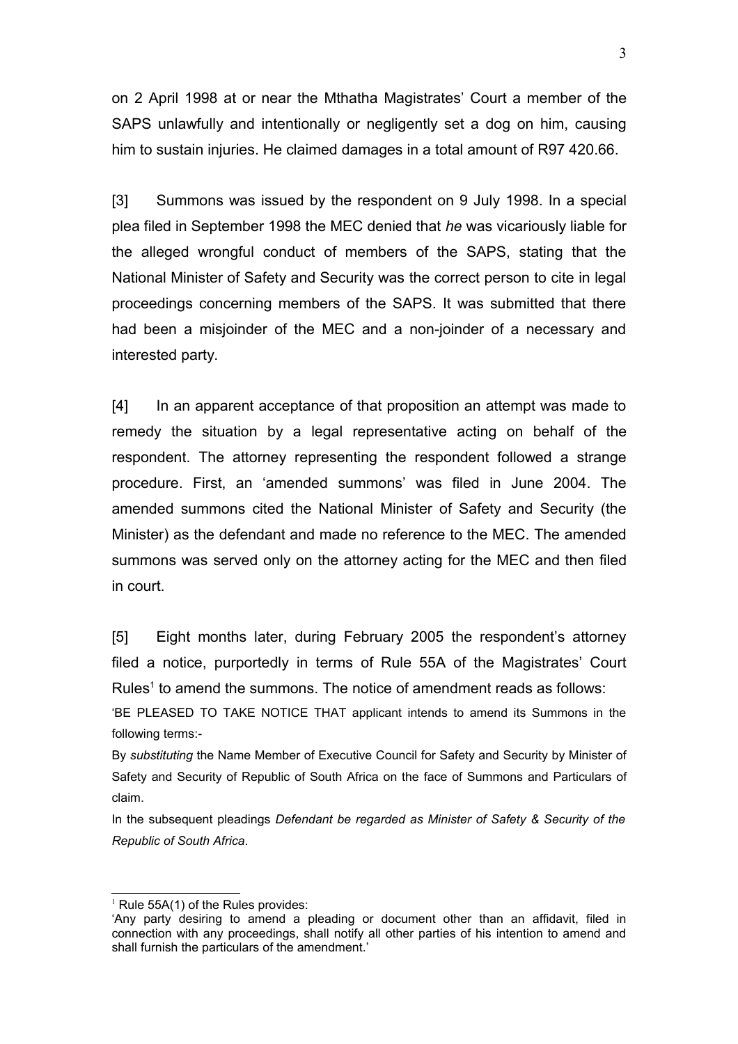on 2 April 1998 at or near the Mthatha Magistrates' Court a member of the SAPS unlawfully and intentionally or negligently set a dog on him, causing him to sustain injuries. He claimed damages in a total amount of R97 420.66.

[3] Summons was issued by the respondent on 9 July 1998. In a special plea filed in September 1998 the MEC denied that *he* was vicariously liable for the alleged wrongful conduct of members of the SAPS, stating that the National Minister of Safety and Security was the correct person to cite in legal proceedings concerning members of the SAPS. It was submitted that there had been a misjoinder of the MEC and a non-joinder of a necessary and interested party.

[4] In an apparent acceptance of that proposition an attempt was made to remedy the situation by a legal representative acting on behalf of the respondent. The attorney representing the respondent followed a strange procedure. First, an 'amended summons' was filed in June 2004. The amended summons cited the National Minister of Safety and Security (the Minister) as the defendant and made no reference to the MEC. The amended summons was served only on the attorney acting for the MEC and then filed in court.

[5] Eight months later, during February 2005 the respondent's attorney filed a notice, purportedly in terms of Rule 55A of the Magistrates' Court Rules[1] to amend the summons. The notice of amendment reads as follows:

'BE PLEASED TO TAKE NOTICE THAT applicant intends to amend its Summons in the following terms:-

By *substituting* the Name Member of Executive Council for Safety and Security by Minister of Safety and Security of Republic of South Africa on the face of Summons and Particulars of claim.

In the subsequent pleadings *Defendant be regarded as Minister of Safety & Security of the Republic of South Africa*.

---

[1] Rule 55A(1) of the Rules provides:
'Any party desiring to amend a pleading or document other than an affidavit, filed in connection with any proceedings, shall notify all other parties of his intention to amend and shall furnish the particulars of the amendment.'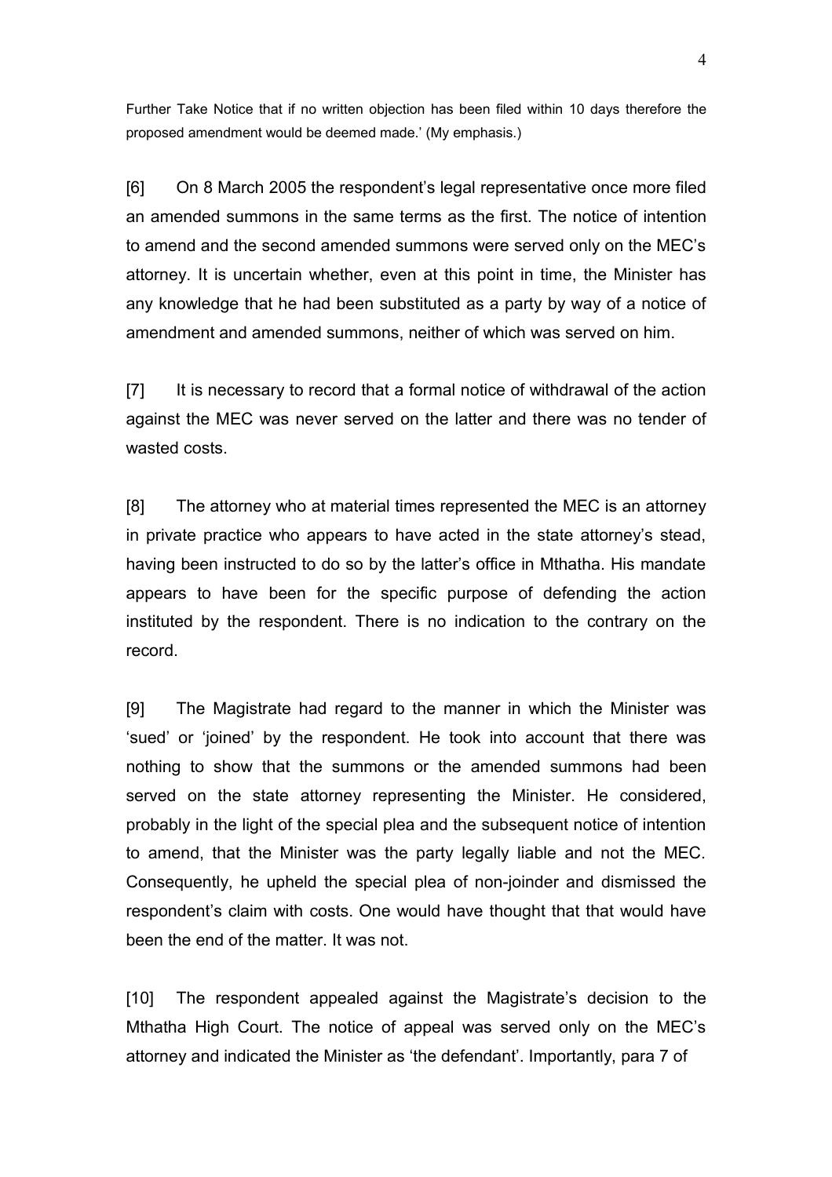Further Take Notice that if no written objection has been filed within 10 days therefore the proposed amendment would be deemed made.' (My emphasis.)

[6] On 8 March 2005 the respondent's legal representative once more filed an amended summons in the same terms as the first. The notice of intention to amend and the second amended summons were served only on the MEC's attorney. It is uncertain whether, even at this point in time, the Minister has any knowledge that he had been substituted as a party by way of a notice of amendment and amended summons, neither of which was served on him.

[7] It is necessary to record that a formal notice of withdrawal of the action against the MEC was never served on the latter and there was no tender of wasted costs.

[8] The attorney who at material times represented the MEC is an attorney in private practice who appears to have acted in the state attorney's stead, having been instructed to do so by the latter's office in Mthatha. His mandate appears to have been for the specific purpose of defending the action instituted by the respondent. There is no indication to the contrary on the record.

[9] The Magistrate had regard to the manner in which the Minister was 'sued' or 'joined' by the respondent. He took into account that there was nothing to show that the summons or the amended summons had been served on the state attorney representing the Minister. He considered, probably in the light of the special plea and the subsequent notice of intention to amend, that the Minister was the party legally liable and not the MEC. Consequently, he upheld the special plea of non-joinder and dismissed the respondent's claim with costs. One would have thought that that would have been the end of the matter. It was not.

[10] The respondent appealed against the Magistrate's decision to the Mthatha High Court. The notice of appeal was served only on the MEC's attorney and indicated the Minister as 'the defendant'. Importantly, para 7 of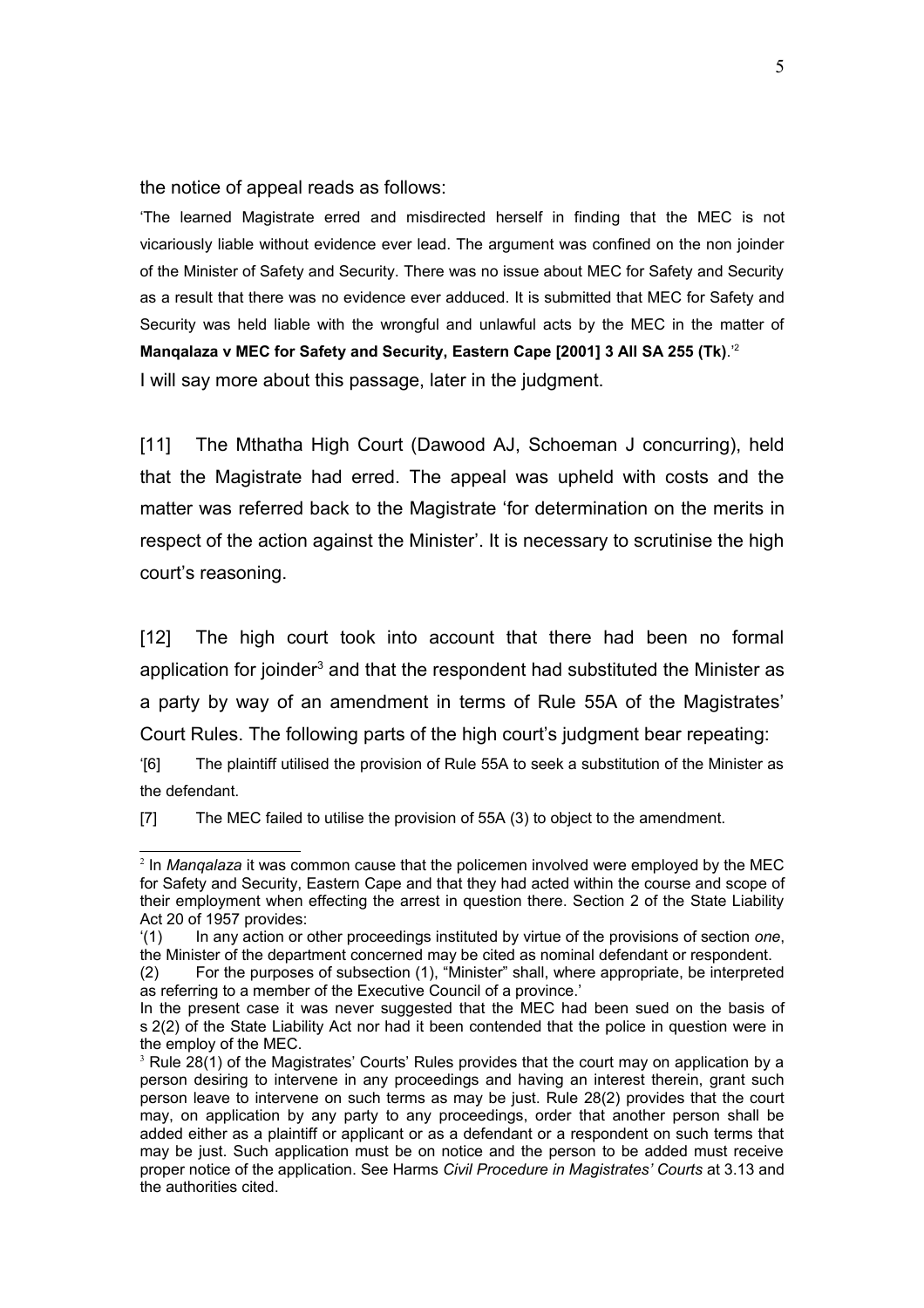the notice of appeal reads as follows:

> 'The learned Magistrate erred and misdirected herself in finding that the MEC is not vicariously liable without evidence ever lead. The argument was confined on the non joinder of the Minister of Safety and Security. There was no issue about MEC for Safety and Security as a result that there was no evidence ever adduced. It is submitted that MEC for Safety and Security was held liable with the wrongful and unlawful acts by the MEC in the matter of **Manqalaza v MEC for Safety and Security, Eastern Cape [2001] 3 All SA 255 (Tk)**.'[2]

I will say more about this passage, later in the judgment.

[11] The Mthatha High Court (Dawood AJ, Schoeman J concurring), held that the Magistrate had erred. The appeal was upheld with costs and the matter was referred back to the Magistrate 'for determination on the merits in respect of the action against the Minister'. It is necessary to scrutinise the high court's reasoning.

[12] The high court took into account that there had been no formal application for joinder[3] and that the respondent had substituted the Minister as a party by way of an amendment in terms of Rule 55A of the Magistrates' Court Rules. The following parts of the high court's judgment bear repeating:

> '[6] The plaintiff utilised the provision of Rule 55A to seek a substitution of the Minister as the defendant.
>
> [7] The MEC failed to utilise the provision of 55A (3) to object to the amendment.

---

[2] In *Manqalaza* it was common cause that the policemen involved were employed by the MEC for Safety and Security, Eastern Cape and that they had acted within the course and scope of their employment when effecting the arrest in question there. Section 2 of the State Liability Act 20 of 1957 provides:

'(1) In any action or other proceedings instituted by virtue of the provisions of section *one*, the Minister of the department concerned may be cited as nominal defendant or respondent.

(2) For the purposes of subsection (1), "Minister" shall, where appropriate, be interpreted as referring to a member of the Executive Council of a province.'

In the present case it was never suggested that the MEC had been sued on the basis of s 2(2) of the State Liability Act nor had it been contended that the police in question were in the employ of the MEC.

[3] Rule 28(1) of the Magistrates' Courts' Rules provides that the court may on application by a person desiring to intervene in any proceedings and having an interest therein, grant such person leave to intervene on such terms as may be just. Rule 28(2) provides that the court may, on application by any party to any proceedings, order that another person shall be added either as a plaintiff or applicant or as a defendant or a respondent on such terms that may be just. Such application must be on notice and the person to be added must receive proper notice of the application. See Harms *Civil Procedure in Magistrates' Courts* at 3.13 and the authorities cited.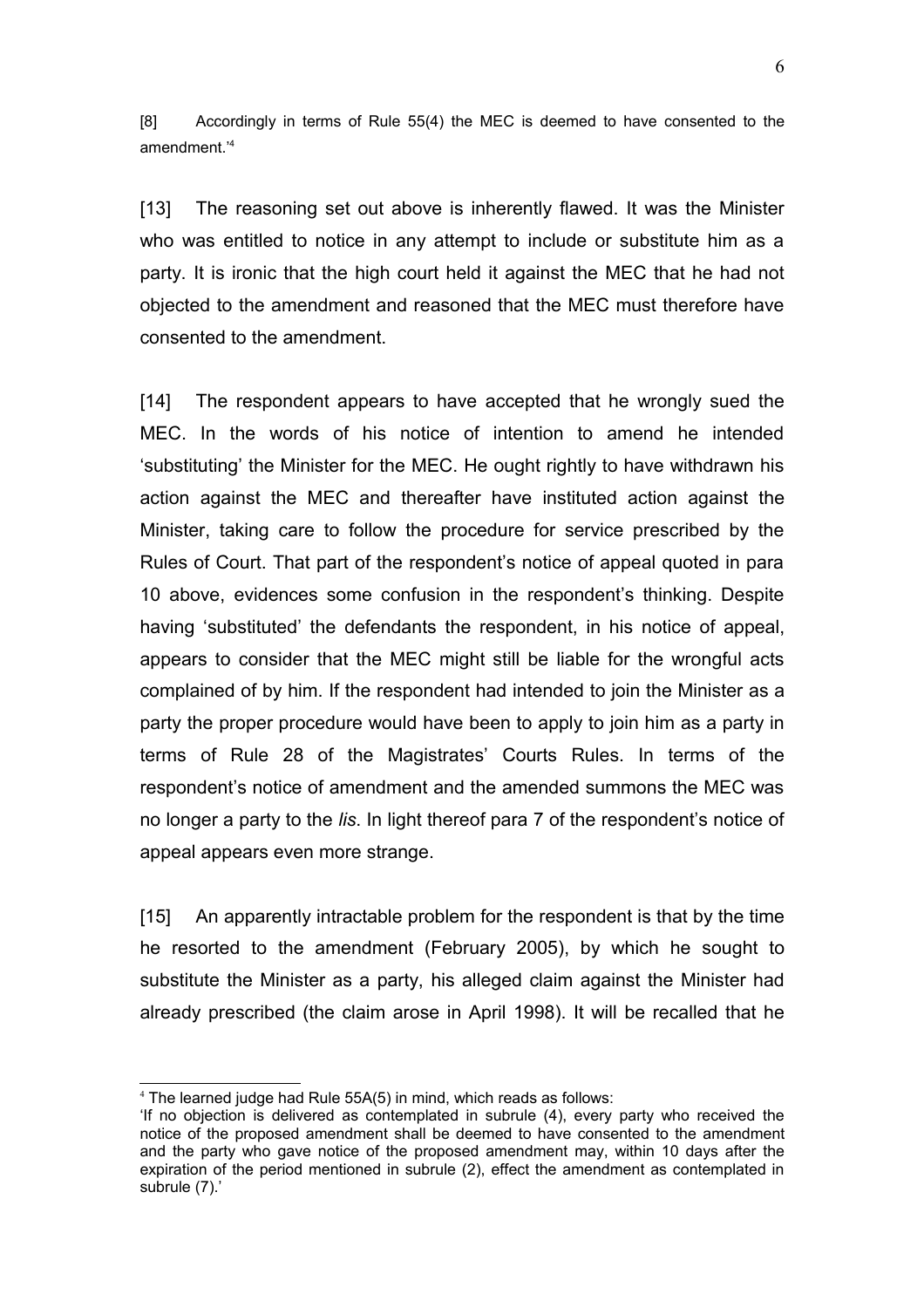[8] Accordingly in terms of Rule 55(4) the MEC is deemed to have consented to the amendment.'[4]

[13] The reasoning set out above is inherently flawed. It was the Minister who was entitled to notice in any attempt to include or substitute him as a party. It is ironic that the high court held it against the MEC that he had not objected to the amendment and reasoned that the MEC must therefore have consented to the amendment.

[14] The respondent appears to have accepted that he wrongly sued the MEC. In the words of his notice of intention to amend he intended 'substituting' the Minister for the MEC. He ought rightly to have withdrawn his action against the MEC and thereafter have instituted action against the Minister, taking care to follow the procedure for service prescribed by the Rules of Court. That part of the respondent's notice of appeal quoted in para 10 above, evidences some confusion in the respondent's thinking. Despite having 'substituted' the defendants the respondent, in his notice of appeal, appears to consider that the MEC might still be liable for the wrongful acts complained of by him. If the respondent had intended to join the Minister as a party the proper procedure would have been to apply to join him as a party in terms of Rule 28 of the Magistrates' Courts Rules. In terms of the respondent's notice of amendment and the amended summons the MEC was no longer a party to the *lis*. In light thereof para 7 of the respondent's notice of appeal appears even more strange.

[15] An apparently intractable problem for the respondent is that by the time he resorted to the amendment (February 2005), by which he sought to substitute the Minister as a party, his alleged claim against the Minister had already prescribed (the claim arose in April 1998). It will be recalled that he

---

[4] The learned judge had Rule 55A(5) in mind, which reads as follows:
'If no objection is delivered as contemplated in subrule (4), every party who received the notice of the proposed amendment shall be deemed to have consented to the amendment and the party who gave notice of the proposed amendment may, within 10 days after the expiration of the period mentioned in subrule (2), effect the amendment as contemplated in subrule (7).'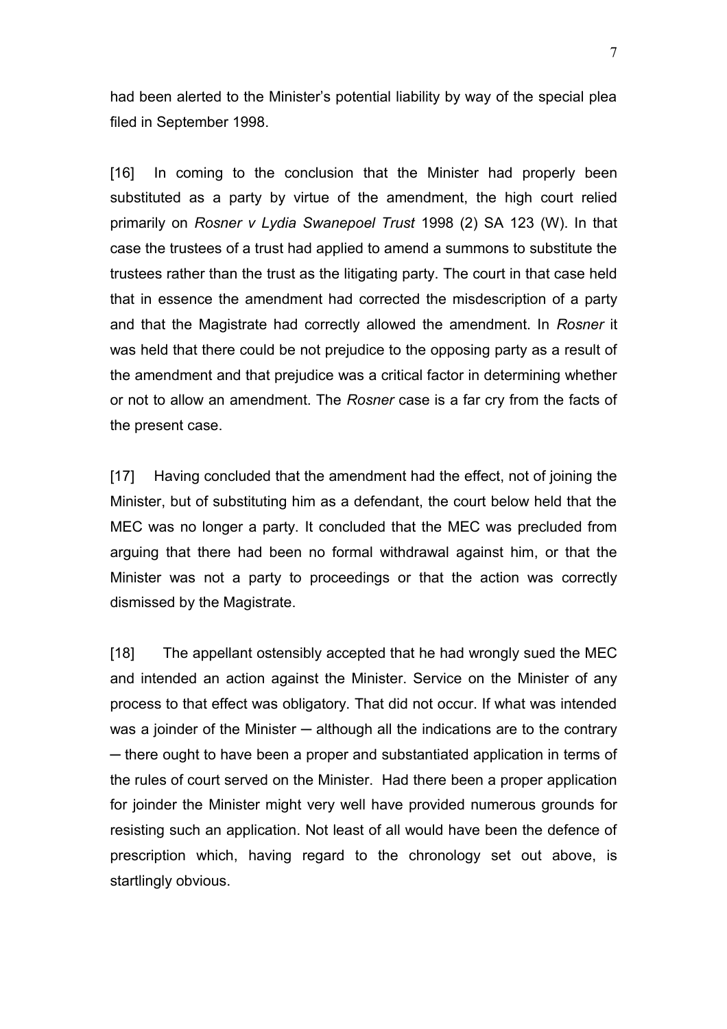had been alerted to the Minister's potential liability by way of the special plea filed in September 1998.

[16] In coming to the conclusion that the Minister had properly been substituted as a party by virtue of the amendment, the high court relied primarily on *Rosner v Lydia Swanepoel Trust* 1998 (2) SA 123 (W). In that case the trustees of a trust had applied to amend a summons to substitute the trustees rather than the trust as the litigating party. The court in that case held that in essence the amendment had corrected the misdescription of a party and that the Magistrate had correctly allowed the amendment. In *Rosner* it was held that there could be not prejudice to the opposing party as a result of the amendment and that prejudice was a critical factor in determining whether or not to allow an amendment. The *Rosner* case is a far cry from the facts of the present case.

[17] Having concluded that the amendment had the effect, not of joining the Minister, but of substituting him as a defendant, the court below held that the MEC was no longer a party. It concluded that the MEC was precluded from arguing that there had been no formal withdrawal against him, or that the Minister was not a party to proceedings or that the action was correctly dismissed by the Magistrate.

[18] The appellant ostensibly accepted that he had wrongly sued the MEC and intended an action against the Minister. Service on the Minister of any process to that effect was obligatory. That did not occur. If what was intended was a joinder of the Minister ─ although all the indications are to the contrary ─ there ought to have been a proper and substantiated application in terms of the rules of court served on the Minister. Had there been a proper application for joinder the Minister might very well have provided numerous grounds for resisting such an application. Not least of all would have been the defence of prescription which, having regard to the chronology set out above, is startlingly obvious.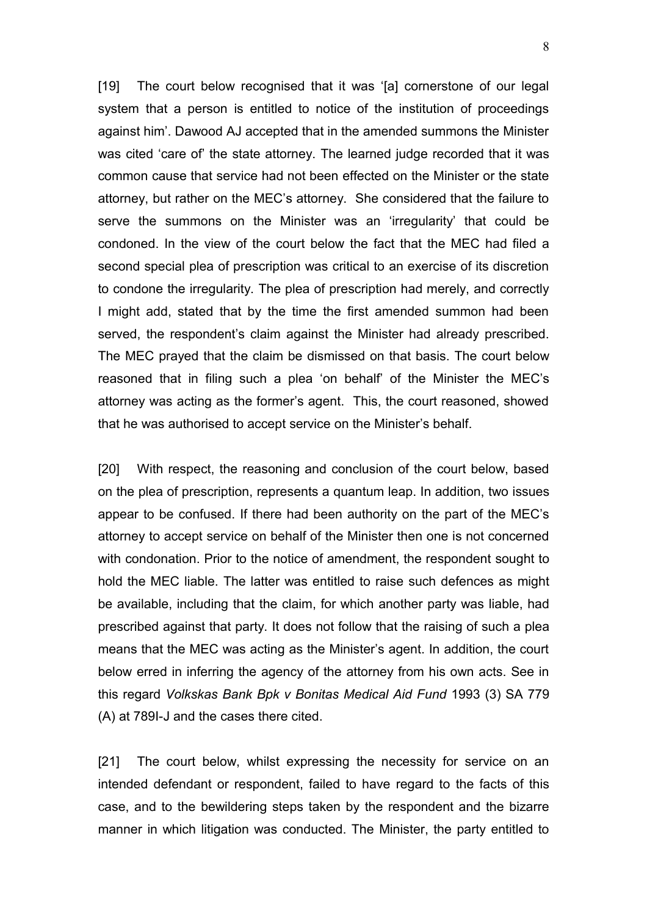[19] The court below recognised that it was '[a] cornerstone of our legal system that a person is entitled to notice of the institution of proceedings against him'. Dawood AJ accepted that in the amended summons the Minister was cited 'care of' the state attorney. The learned judge recorded that it was common cause that service had not been effected on the Minister or the state attorney, but rather on the MEC's attorney. She considered that the failure to serve the summons on the Minister was an 'irregularity' that could be condoned. In the view of the court below the fact that the MEC had filed a second special plea of prescription was critical to an exercise of its discretion to condone the irregularity. The plea of prescription had merely, and correctly I might add, stated that by the time the first amended summon had been served, the respondent's claim against the Minister had already prescribed. The MEC prayed that the claim be dismissed on that basis. The court below reasoned that in filing such a plea 'on behalf' of the Minister the MEC's attorney was acting as the former's agent. This, the court reasoned, showed that he was authorised to accept service on the Minister's behalf.

[20] With respect, the reasoning and conclusion of the court below, based on the plea of prescription, represents a quantum leap. In addition, two issues appear to be confused. If there had been authority on the part of the MEC's attorney to accept service on behalf of the Minister then one is not concerned with condonation. Prior to the notice of amendment, the respondent sought to hold the MEC liable. The latter was entitled to raise such defences as might be available, including that the claim, for which another party was liable, had prescribed against that party. It does not follow that the raising of such a plea means that the MEC was acting as the Minister's agent. In addition, the court below erred in inferring the agency of the attorney from his own acts. See in this regard *Volkskas Bank Bpk v Bonitas Medical Aid Fund* 1993 (3) SA 779 (A) at 789I-J and the cases there cited.

[21] The court below, whilst expressing the necessity for service on an intended defendant or respondent, failed to have regard to the facts of this case, and to the bewildering steps taken by the respondent and the bizarre manner in which litigation was conducted. The Minister, the party entitled to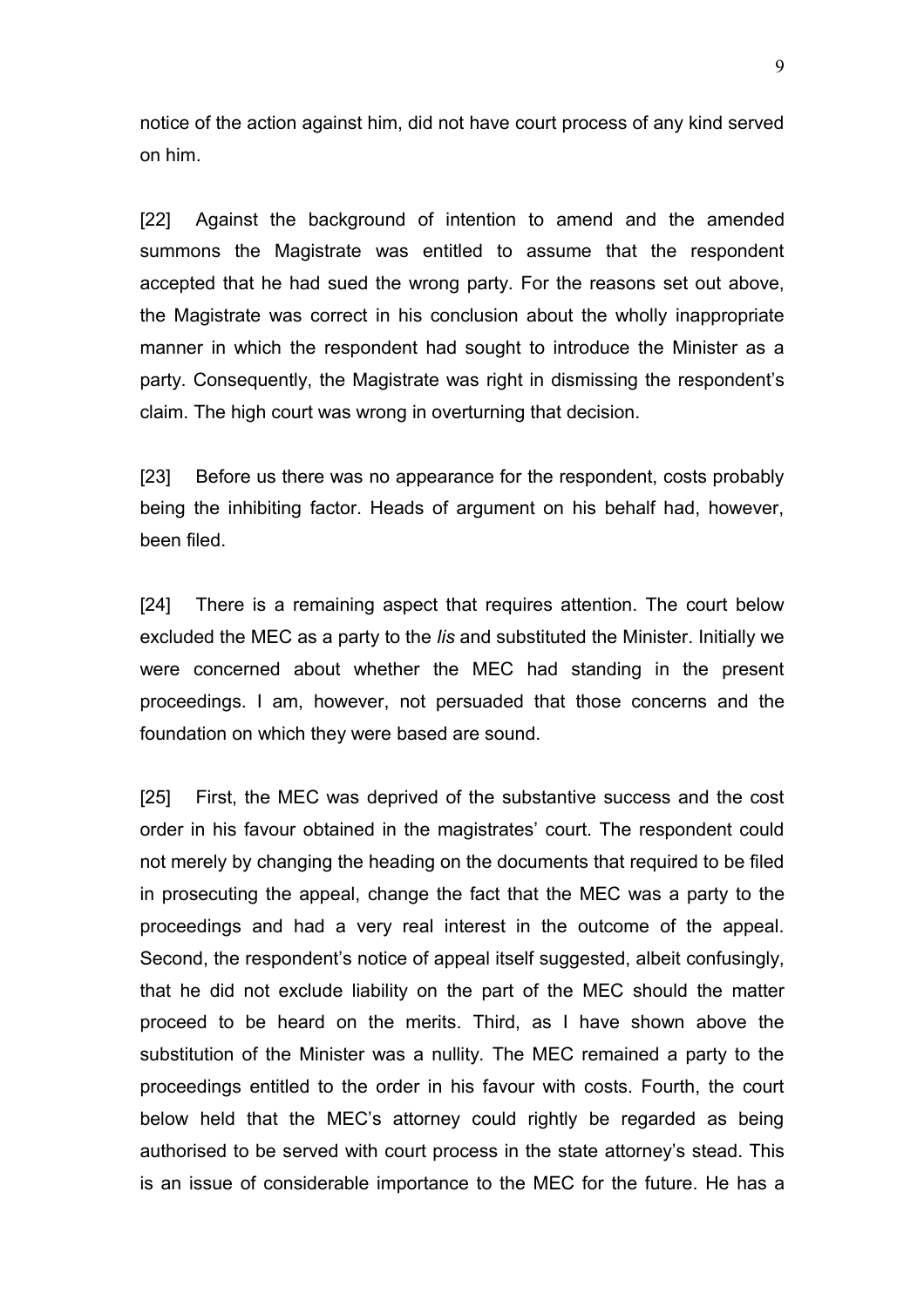notice of the action against him, did not have court process of any kind served on him.

[22] Against the background of intention to amend and the amended summons the Magistrate was entitled to assume that the respondent accepted that he had sued the wrong party. For the reasons set out above, the Magistrate was correct in his conclusion about the wholly inappropriate manner in which the respondent had sought to introduce the Minister as a party. Consequently, the Magistrate was right in dismissing the respondent's claim. The high court was wrong in overturning that decision.

[23] Before us there was no appearance for the respondent, costs probably being the inhibiting factor. Heads of argument on his behalf had, however, been filed.

[24] There is a remaining aspect that requires attention. The court below excluded the MEC as a party to the *lis* and substituted the Minister. Initially we were concerned about whether the MEC had standing in the present proceedings. I am, however, not persuaded that those concerns and the foundation on which they were based are sound.

[25] First, the MEC was deprived of the substantive success and the cost order in his favour obtained in the magistrates' court. The respondent could not merely by changing the heading on the documents that required to be filed in prosecuting the appeal, change the fact that the MEC was a party to the proceedings and had a very real interest in the outcome of the appeal. Second, the respondent's notice of appeal itself suggested, albeit confusingly, that he did not exclude liability on the part of the MEC should the matter proceed to be heard on the merits. Third, as I have shown above the substitution of the Minister was a nullity. The MEC remained a party to the proceedings entitled to the order in his favour with costs. Fourth, the court below held that the MEC's attorney could rightly be regarded as being authorised to be served with court process in the state attorney's stead. This is an issue of considerable importance to the MEC for the future. He has a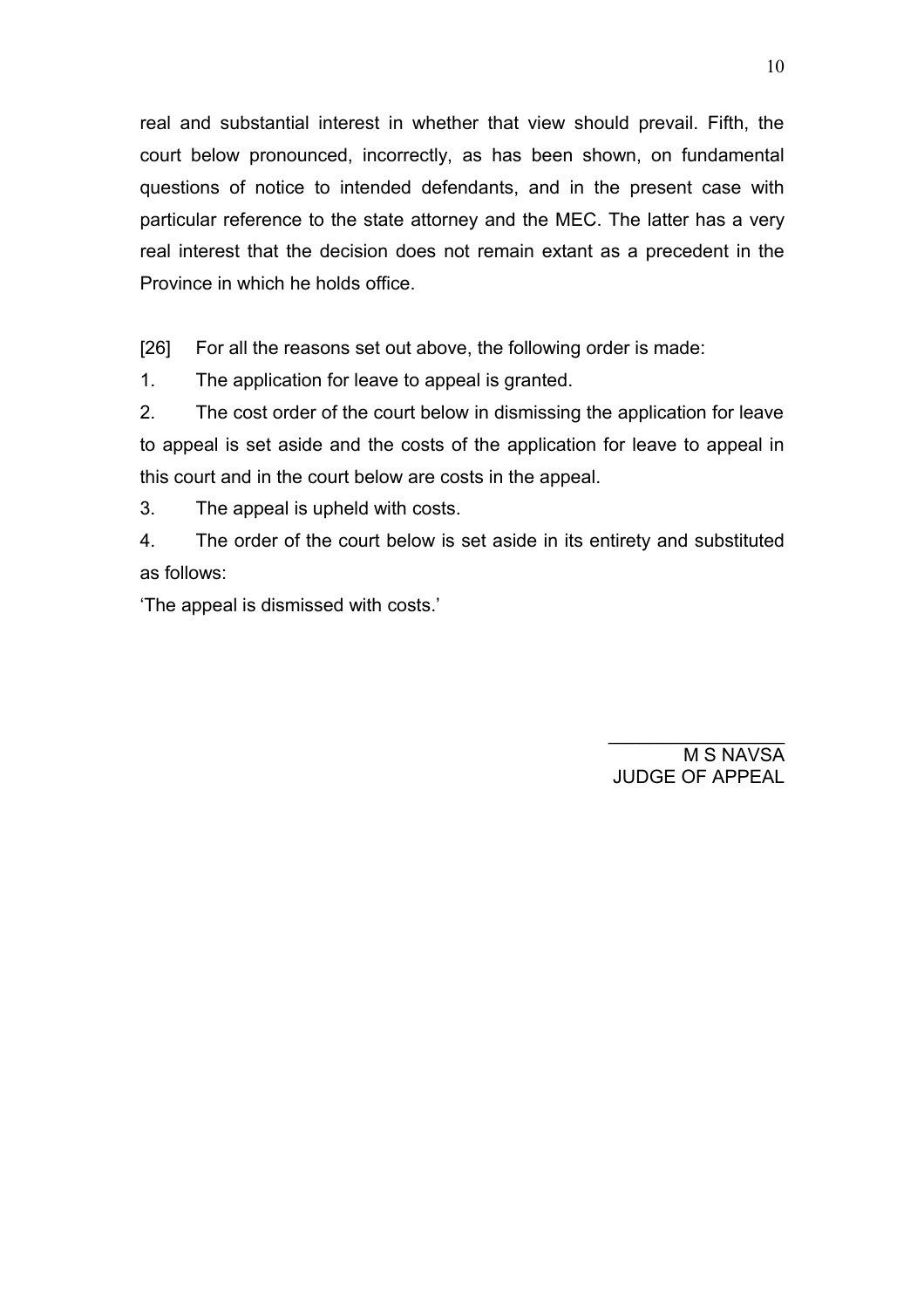real and substantial interest in whether that view should prevail. Fifth, the court below pronounced, incorrectly, as has been shown, on fundamental questions of notice to intended defendants, and in the present case with particular reference to the state attorney and the MEC. The latter has a very real interest that the decision does not remain extant as a precedent in the Province in which he holds office.

[26] For all the reasons set out above, the following order is made:

1. The application for leave to appeal is granted.

2. The cost order of the court below in dismissing the application for leave to appeal is set aside and the costs of the application for leave to appeal in this court and in the court below are costs in the appeal.

3. The appeal is upheld with costs.

4. The order of the court below is set aside in its entirety and substituted as follows:

'The appeal is dismissed with costs.'

\_\_\_\_\_\_\_\_\_\_\_\_\_\_\_\_\_\_

M S NAVSA
JUDGE OF APPEAL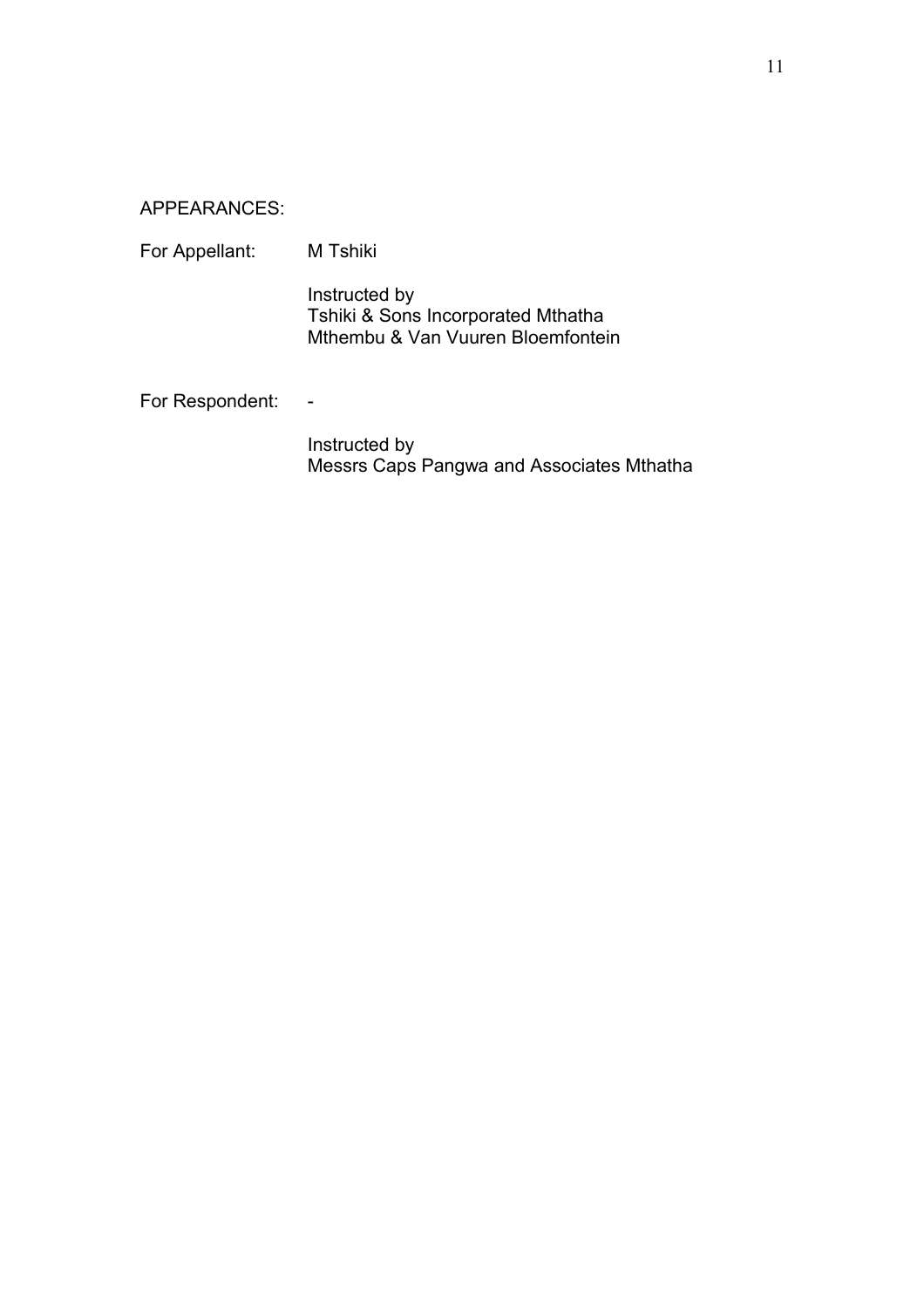APPEARANCES:

For Appellant: M Tshiki

Instructed by
Tshiki & Sons Incorporated Mthatha
Mthembu & Van Vuuren Bloemfontein

For Respondent: -

Instructed by
Messrs Caps Pangwa and Associates Mthatha